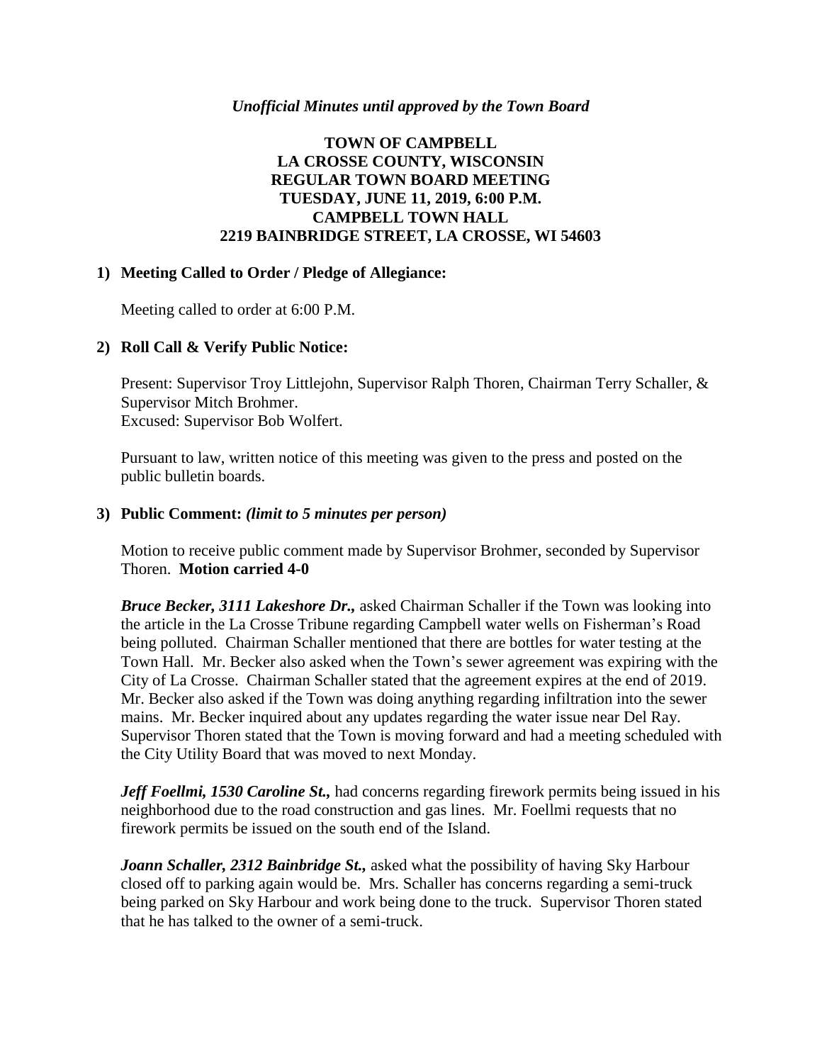*Unofficial Minutes until approved by the Town Board*

# TOWN OF CAMPBELL
# LA CROSSE COUNTY, WISCONSIN
# REGULAR TOWN BOARD MEETING
# TUESDAY, JUNE 11, 2019, 6:00 P.M.
# CAMPBELL TOWN HALL
# 2219 BAINBRIDGE STREET, LA CROSSE, WI 54603

## 1) Meeting Called to Order / Pledge of Allegiance:

Meeting called to order at 6:00 P.M.

## 2) Roll Call & Verify Public Notice:

Present: Supervisor Troy Littlejohn, Supervisor Ralph Thoren, Chairman Terry Schaller, & Supervisor Mitch Brohmer.
Excused: Supervisor Bob Wolfert.

Pursuant to law, written notice of this meeting was given to the press and posted on the public bulletin boards.

## 3) Public Comment: *(limit to 5 minutes per person)*

Motion to receive public comment made by Supervisor Brohmer, seconded by Supervisor Thoren. **Motion carried 4-0**

***Bruce Becker, 3111 Lakeshore Dr.,*** asked Chairman Schaller if the Town was looking into the article in the La Crosse Tribune regarding Campbell water wells on Fisherman's Road being polluted. Chairman Schaller mentioned that there are bottles for water testing at the Town Hall. Mr. Becker also asked when the Town's sewer agreement was expiring with the City of La Crosse. Chairman Schaller stated that the agreement expires at the end of 2019. Mr. Becker also asked if the Town was doing anything regarding infiltration into the sewer mains. Mr. Becker inquired about any updates regarding the water issue near Del Ray. Supervisor Thoren stated that the Town is moving forward and had a meeting scheduled with the City Utility Board that was moved to next Monday.

***Jeff Foellmi, 1530 Caroline St.,*** had concerns regarding firework permits being issued in his neighborhood due to the road construction and gas lines. Mr. Foellmi requests that no firework permits be issued on the south end of the Island.

***Joann Schaller, 2312 Bainbridge St.,*** asked what the possibility of having Sky Harbour closed off to parking again would be. Mrs. Schaller has concerns regarding a semi-truck being parked on Sky Harbour and work being done to the truck. Supervisor Thoren stated that he has talked to the owner of a semi-truck.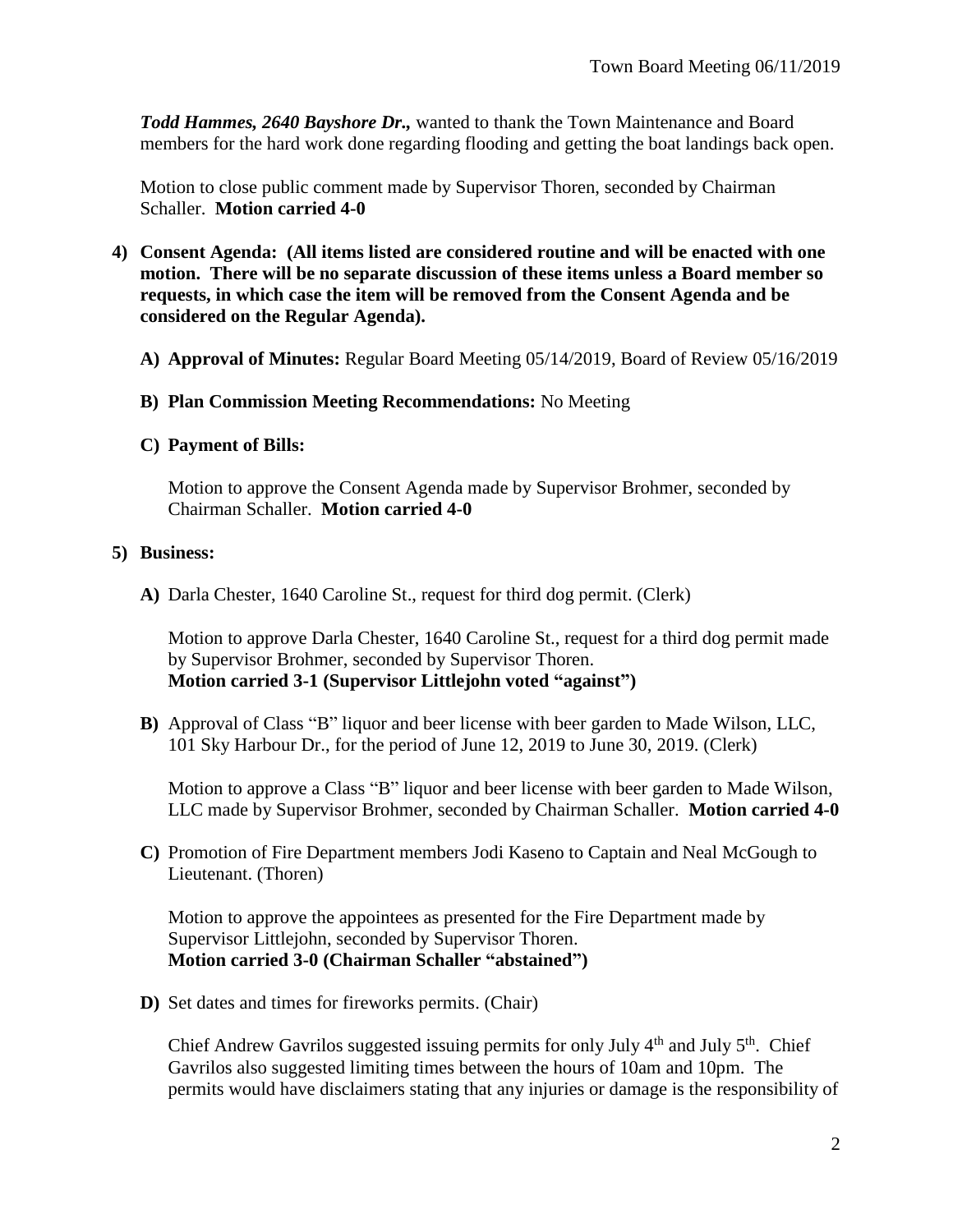***Todd Hammes, 2640 Bayshore Dr.,*** wanted to thank the Town Maintenance and Board members for the hard work done regarding flooding and getting the boat landings back open.

Motion to close public comment made by Supervisor Thoren, seconded by Chairman Schaller. **Motion carried 4-0**

**4) Consent Agenda: (All items listed are considered routine and will be enacted with one motion. There will be no separate discussion of these items unless a Board member so requests, in which case the item will be removed from the Consent Agenda and be considered on the Regular Agenda).**

**A) Approval of Minutes:** Regular Board Meeting 05/14/2019, Board of Review 05/16/2019

**B) Plan Commission Meeting Recommendations:** No Meeting

**C) Payment of Bills:**

Motion to approve the Consent Agenda made by Supervisor Brohmer, seconded by Chairman Schaller. **Motion carried 4-0**

**5) Business:**

**A)** Darla Chester, 1640 Caroline St., request for third dog permit. (Clerk)

Motion to approve Darla Chester, 1640 Caroline St., request for a third dog permit made by Supervisor Brohmer, seconded by Supervisor Thoren.
**Motion carried 3-1 (Supervisor Littlejohn voted "against")**

**B)** Approval of Class "B" liquor and beer license with beer garden to Made Wilson, LLC, 101 Sky Harbour Dr., for the period of June 12, 2019 to June 30, 2019. (Clerk)

Motion to approve a Class "B" liquor and beer license with beer garden to Made Wilson, LLC made by Supervisor Brohmer, seconded by Chairman Schaller. **Motion carried 4-0**

**C)** Promotion of Fire Department members Jodi Kaseno to Captain and Neal McGough to Lieutenant. (Thoren)

Motion to approve the appointees as presented for the Fire Department made by Supervisor Littlejohn, seconded by Supervisor Thoren.
**Motion carried 3-0 (Chairman Schaller "abstained")**

**D)** Set dates and times for fireworks permits. (Chair)

Chief Andrew Gavrilos suggested issuing permits for only July 4th and July 5th. Chief Gavrilos also suggested limiting times between the hours of 10am and 10pm. The permits would have disclaimers stating that any injuries or damage is the responsibility of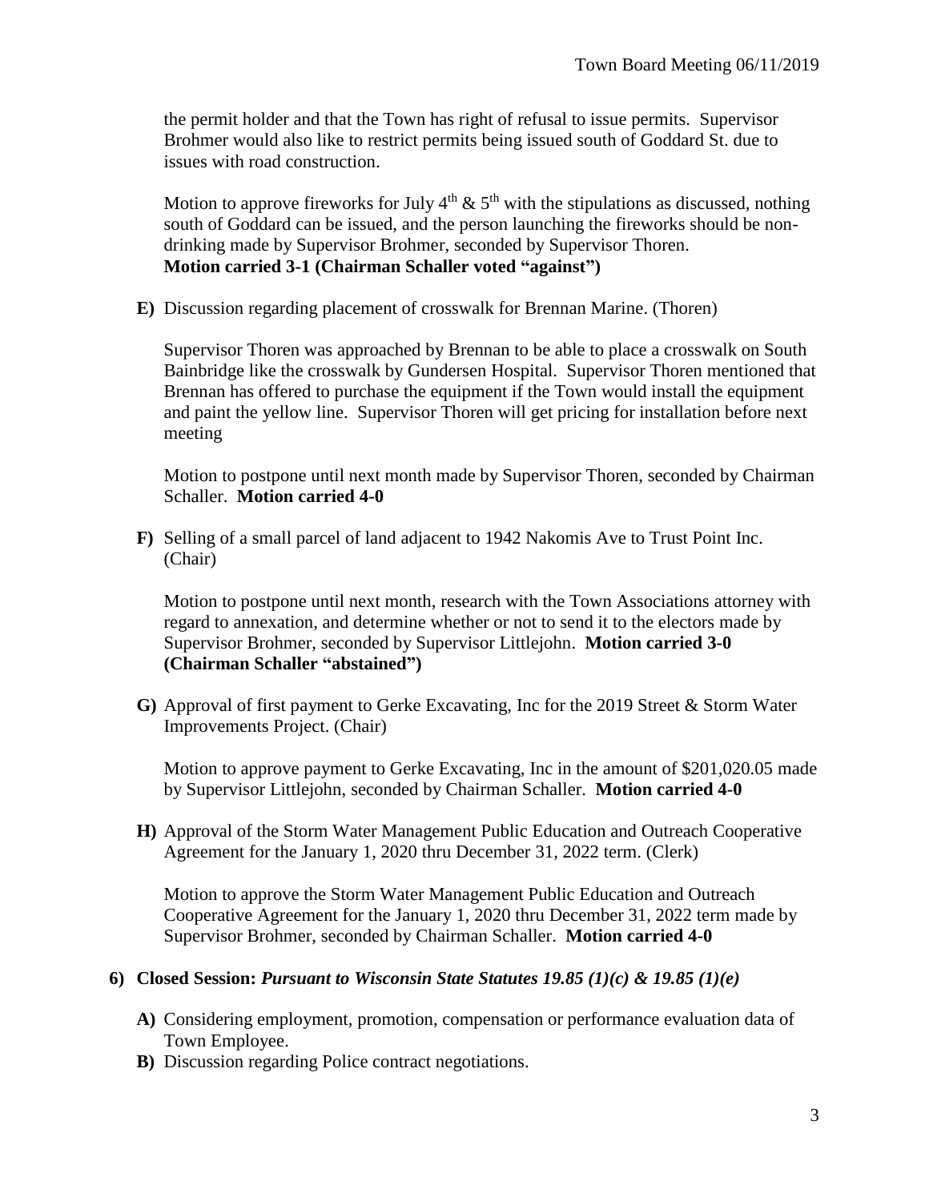the permit holder and that the Town has right of refusal to issue permits. Supervisor Brohmer would also like to restrict permits being issued south of Goddard St. due to issues with road construction.

Motion to approve fireworks for July 4th & 5th with the stipulations as discussed, nothing south of Goddard can be issued, and the person launching the fireworks should be non-drinking made by Supervisor Brohmer, seconded by Supervisor Thoren.
**Motion carried 3-1 (Chairman Schaller voted "against")**

**E)** Discussion regarding placement of crosswalk for Brennan Marine. (Thoren)

Supervisor Thoren was approached by Brennan to be able to place a crosswalk on South Bainbridge like the crosswalk by Gundersen Hospital. Supervisor Thoren mentioned that Brennan has offered to purchase the equipment if the Town would install the equipment and paint the yellow line. Supervisor Thoren will get pricing for installation before next meeting

Motion to postpone until next month made by Supervisor Thoren, seconded by Chairman Schaller. **Motion carried 4-0**

**F)** Selling of a small parcel of land adjacent to 1942 Nakomis Ave to Trust Point Inc. (Chair)

Motion to postpone until next month, research with the Town Associations attorney with regard to annexation, and determine whether or not to send it to the electors made by Supervisor Brohmer, seconded by Supervisor Littlejohn. **Motion carried 3-0 (Chairman Schaller "abstained")**

**G)** Approval of first payment to Gerke Excavating, Inc for the 2019 Street & Storm Water Improvements Project. (Chair)

Motion to approve payment to Gerke Excavating, Inc in the amount of $201,020.05 made by Supervisor Littlejohn, seconded by Chairman Schaller. **Motion carried 4-0**

**H)** Approval of the Storm Water Management Public Education and Outreach Cooperative Agreement for the January 1, 2020 thru December 31, 2022 term. (Clerk)

Motion to approve the Storm Water Management Public Education and Outreach Cooperative Agreement for the January 1, 2020 thru December 31, 2022 term made by Supervisor Brohmer, seconded by Chairman Schaller. **Motion carried 4-0**

**6) Closed Session:** ***Pursuant to Wisconsin State Statutes 19.85 (1)(c) & 19.85 (1)(e)***

**A)** Considering employment, promotion, compensation or performance evaluation data of Town Employee.

**B)** Discussion regarding Police contract negotiations.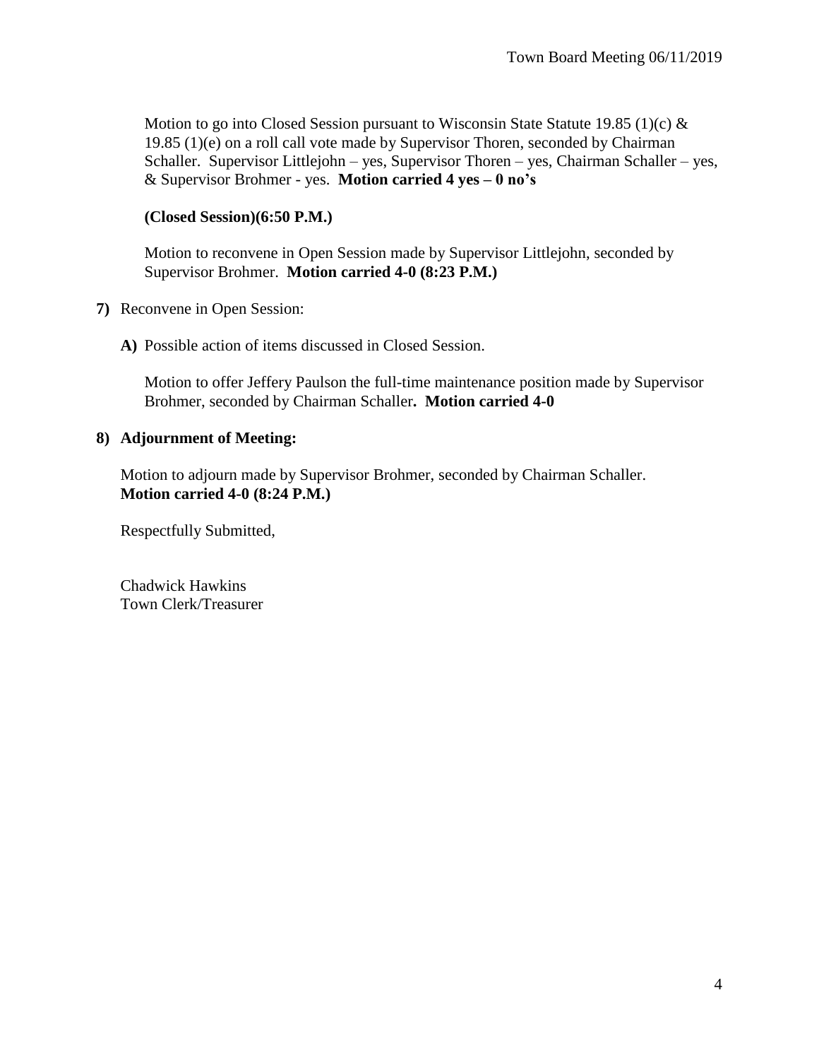Motion to go into Closed Session pursuant to Wisconsin State Statute 19.85 (1)(c) & 19.85 (1)(e) on a roll call vote made by Supervisor Thoren, seconded by Chairman Schaller. Supervisor Littlejohn – yes, Supervisor Thoren – yes, Chairman Schaller – yes, & Supervisor Brohmer - yes. **Motion carried 4 yes – 0 no's**

**(Closed Session)(6:50 P.M.)**

Motion to reconvene in Open Session made by Supervisor Littlejohn, seconded by Supervisor Brohmer. **Motion carried 4-0 (8:23 P.M.)**

**7)** Reconvene in Open Session:

**A)** Possible action of items discussed in Closed Session.

Motion to offer Jeffery Paulson the full-time maintenance position made by Supervisor Brohmer, seconded by Chairman Schaller**. Motion carried 4-0**

**8) Adjournment of Meeting:**

Motion to adjourn made by Supervisor Brohmer, seconded by Chairman Schaller. **Motion carried 4-0 (8:24 P.M.)**

Respectfully Submitted,

Chadwick Hawkins
Town Clerk/Treasurer